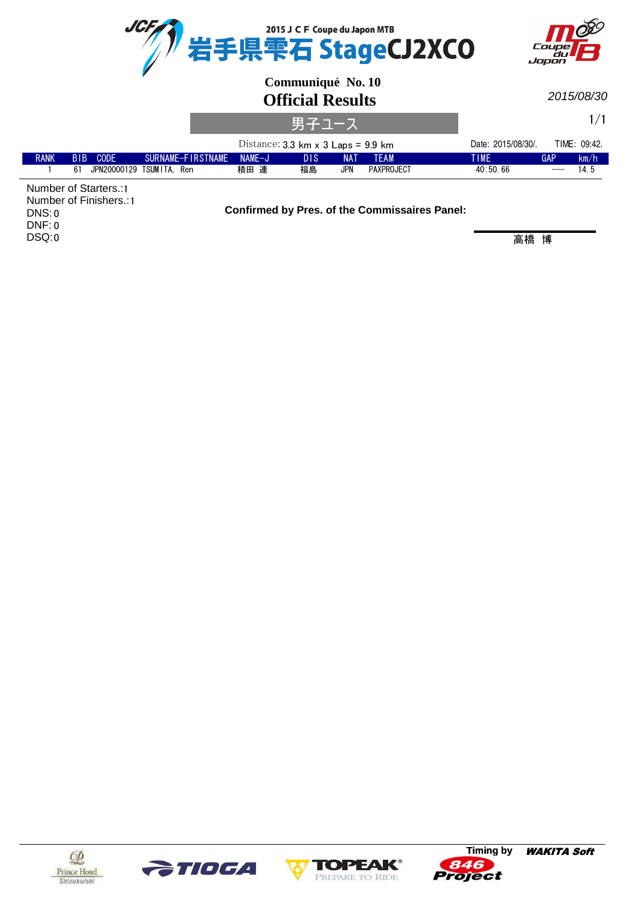2015 J C F Coupe du Japon MTB

# 岩手県雫石 StageCJ2XCO

## Communiqué No. 10

## Official Results

2015/08/30

### 男子ユース

Distance: 3.3 km x 3 Laps = 9.9 km

Date: 2015/08/30/. TIME: 09:42.

| RANK | BIB | CODE | SURNAME-FIRSTNAME | NAME-J | DIS | NAT | TEAM | TIME | GAP | km/h |
|---|---|---|---|---|---|---|---|---|---|---|
| 1 | 61 | JPN20000129 | TSUMITA, Ren | 積田 連 | 福島 | JPN | PAXPROJECT | 40:50.66 | --- | 14.5 |

Number of Starters.:1
Number of Finishers.:1
DNS:0
DNF:0
DSQ:0

**Confirmed by Pres. of the Commissaires Panel:**

高橋 博

Timing by WAKITA Soft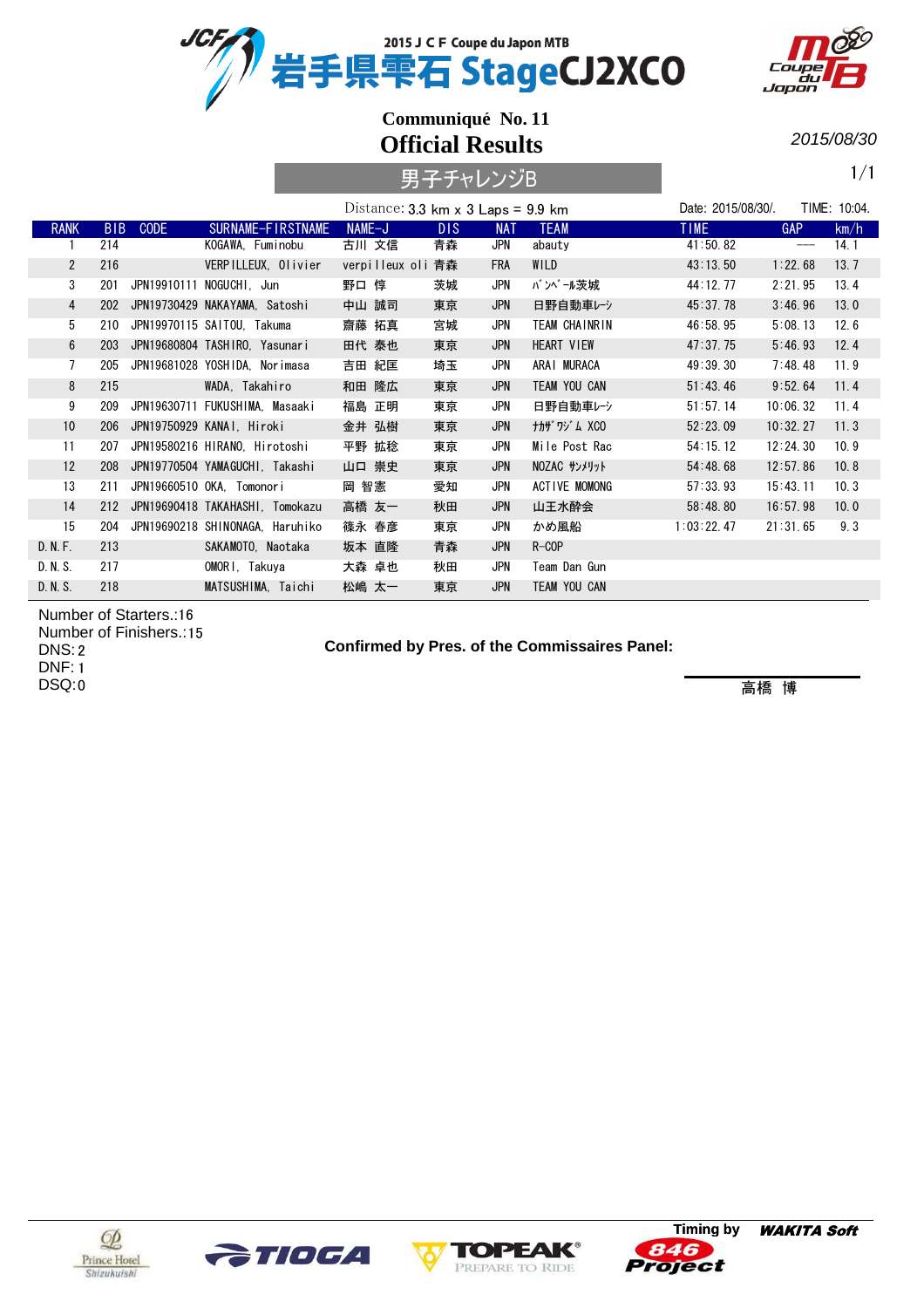2015 J C F Coupe du Japon MTB

# 岩手県雫石 StageCJ2XCO

## Communiqué No. 11

## Official Results

2015/08/30

### 男子チャレンジB

Distance: 3.3 km x 3 Laps = 9.9 km

Date: 2015/08/30/. TIME: 10:04.

| RANK | BIB | CODE | SURNAME-FIRSTNAME | NAME-J | DIS | NAT | TEAM | TIME | GAP | km/h |
|---|---|---|---|---|---|---|---|---|---|---|
| 1 | 214 | | KOGAWA, Fuminobu | 古川 文信 | 青森 | JPN | abauty | 41:50.82 | --- | 14.1 |
| 2 | 216 | | VERPILLEUX, Olivier | verpilleux oli | 青森 | FRA | WILD | 43:13.50 | 1:22.68 | 13.7 |
| 3 | 201 | JPN19910111 | NOGUCHI, Jun | 野口 惇 | 茨城 | JPN | ﾊﾞｿﾍﾞｰﾙ茨城 | 44:12.77 | 2:21.95 | 13.4 |
| 4 | 202 | JPN19730429 | NAKAYAMA, Satoshi | 中山 誠司 | 東京 | JPN | 日野自動車ﾚｰｼ | 45:37.78 | 3:46.96 | 13.0 |
| 5 | 210 | JPN19970115 | SAITOU, Takuma | 齋藤 拓真 | 宮城 | JPN | TEAM CHAINRIN | 46:58.95 | 5:08.13 | 12.6 |
| 6 | 203 | JPN19680804 | TASHIRO, Yasunari | 田代 泰也 | 東京 | JPN | HEART VIEW | 47:37.75 | 5:46.93 | 12.4 |
| 7 | 205 | JPN19681028 | YOSHIDA, Norimasa | 吉田 紀匡 | 埼玉 | JPN | ARAI MURACA | 49:39.30 | 7:48.48 | 11.9 |
| 8 | 215 | | WADA, Takahiro | 和田 隆広 | 東京 | JPN | TEAM YOU CAN | 51:43.46 | 9:52.64 | 11.4 |
| 9 | 209 | JPN19630711 | FUKUSHIMA, Masaaki | 福島 正明 | 東京 | JPN | 日野自動車ﾚｰｼ | 51:57.14 | 10:06.32 | 11.4 |
| 10 | 206 | JPN19750929 | KANAI, Hiroki | 金井 弘樹 | 東京 | JPN | ﾅｶｻﾞﾜｼﾞﾑ XCO | 52:23.09 | 10:32.27 | 11.3 |
| 11 | 207 | JPN19580216 | HIRANO, Hirotoshi | 平野 拡稔 | 東京 | JPN | Mile Post Rac | 54:15.12 | 12:24.30 | 10.9 |
| 12 | 208 | JPN19770504 | YAMAGUCHI, Takashi | 山口 崇史 | 東京 | JPN | NOZAC ｻﾝﾒﾘｯﾄ | 54:48.68 | 12:57.86 | 10.8 |
| 13 | 211 | JPN19660510 | OKA, Tomonori | 岡 智憲 | 愛知 | JPN | ACTIVE MOMONG | 57:33.93 | 15:43.11 | 10.3 |
| 14 | 212 | JPN19690418 | TAKAHASHI, Tomokazu | 高橋 友一 | 秋田 | JPN | 山王水酔会 | 58:48.80 | 16:57.98 | 10.0 |
| 15 | 204 | JPN19690218 | SHINONAGA, Haruhiko | 篠永 春彦 | 東京 | JPN | かめ風船 | 1:03:22.47 | 21:31.65 | 9.3 |
| D.N.F. | 213 | | SAKAMOTO, Naotaka | 坂本 直隆 | 青森 | JPN | R-COP | | | |
| D.N.S. | 217 | | OMORI, Takuya | 大森 卓也 | 秋田 | JPN | Team Dan Gun | | | |
| D.N.S. | 218 | | MATSUSHIMA, Taichi | 松嶋 太一 | 東京 | JPN | TEAM YOU CAN | | | |

Number of Starters.:16
Number of Finishers.:15
DNS:2
DNF:1
DSQ:0

**Confirmed by Pres. of the Commissaires Panel:**

高橋 博

Timing by WAKITA Soft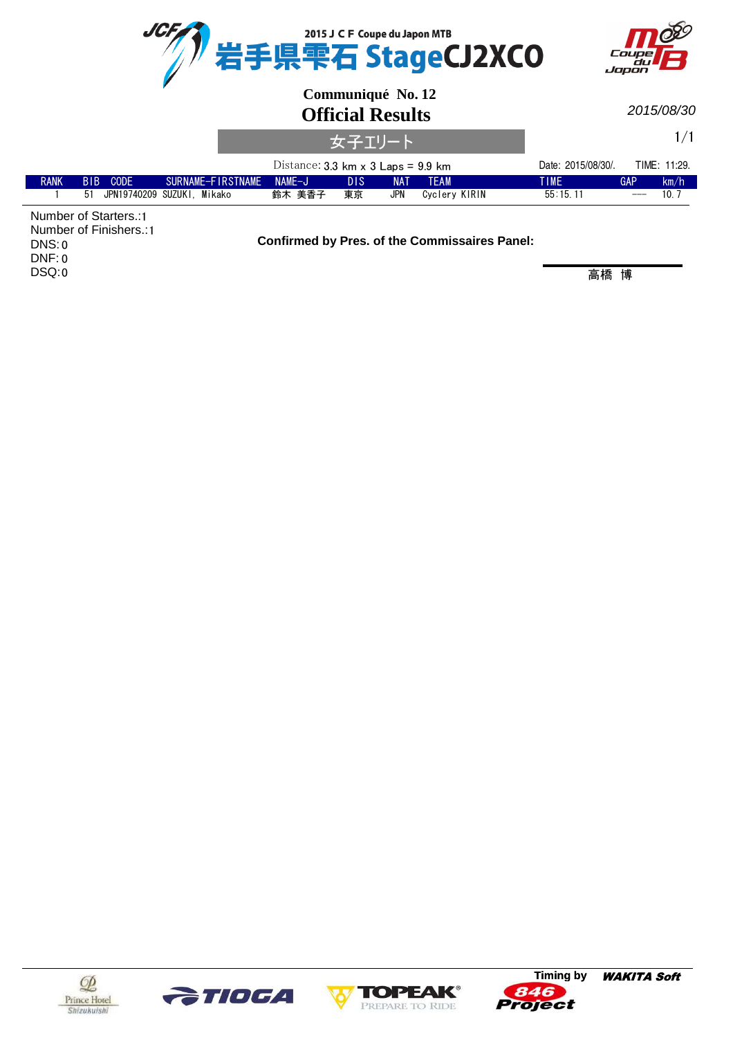2015 J C F Coupe du Japon MTB

# 岩手県雫石 StageCJ2XCO

## Communiqué No. 12

## Official Results

2015/08/30

### 女子エリート

Distance: 3.3 km x 3 Laps = 9.9 km

Date: 2015/08/30/. TIME: 11:29.

| RANK | BIB | CODE | SURNAME-FIRSTNAME | NAME-J | DIS | NAT | TEAM | TIME | GAP | km/h |
|---|---|---|---|---|---|---|---|---|---|---|
| 1 | 51 | JPN19740209 | SUZUKI, Mikako | 鈴木 美香子 | 東京 | JPN | Cyclery KIRIN | 55:15.11 | --- | 10.7 |

Number of Starters.:1
Number of Finishers.:1
DNS:0
DNF:0
DSQ:0

**Confirmed by Pres. of the Commissaires Panel:**

高橋 博

Timing by WAKITA Soft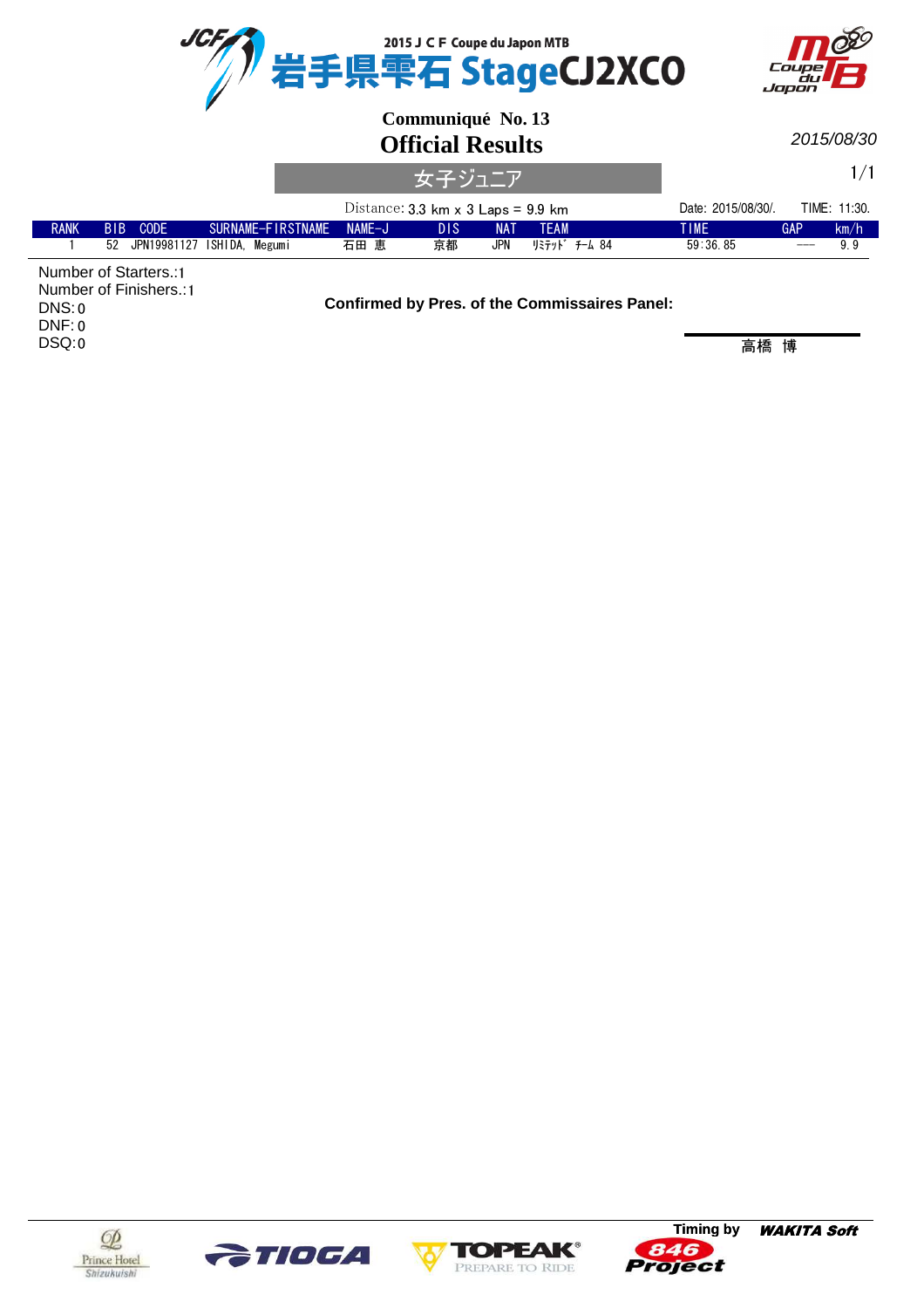2015 J C F Coupe du Japon MTB

# 岩手県雫石 StageCJ2XCO

## Communiqué No. 13

## Official Results

2015/08/30

女子ジュニア

Distance: 3.3 km x 3 Laps = 9.9 km

Date: 2015/08/30/. TIME: 11:30.

| RANK | BIB | CODE | SURNAME-FIRSTNAME | NAME-J | DIS | NAT | TEAM | TIME | GAP | km/h |
|---|---|---|---|---|---|---|---|---|---|---|
| 1 | 52 | JPN19981127 | ISHIDA, Megumi | 石田 恵 | 京都 | JPN | ﾘﾐﾃｯﾄﾞ ﾁｰﾑ 84 | 59:36.85 | --- | 9.9 |

Number of Starters.:1
Number of Finishers.:1
DNS:0
DNF:0
DSQ:0

**Confirmed by Pres. of the Commissaires Panel:**

高橋 博

Timing by *WAKITA Soft*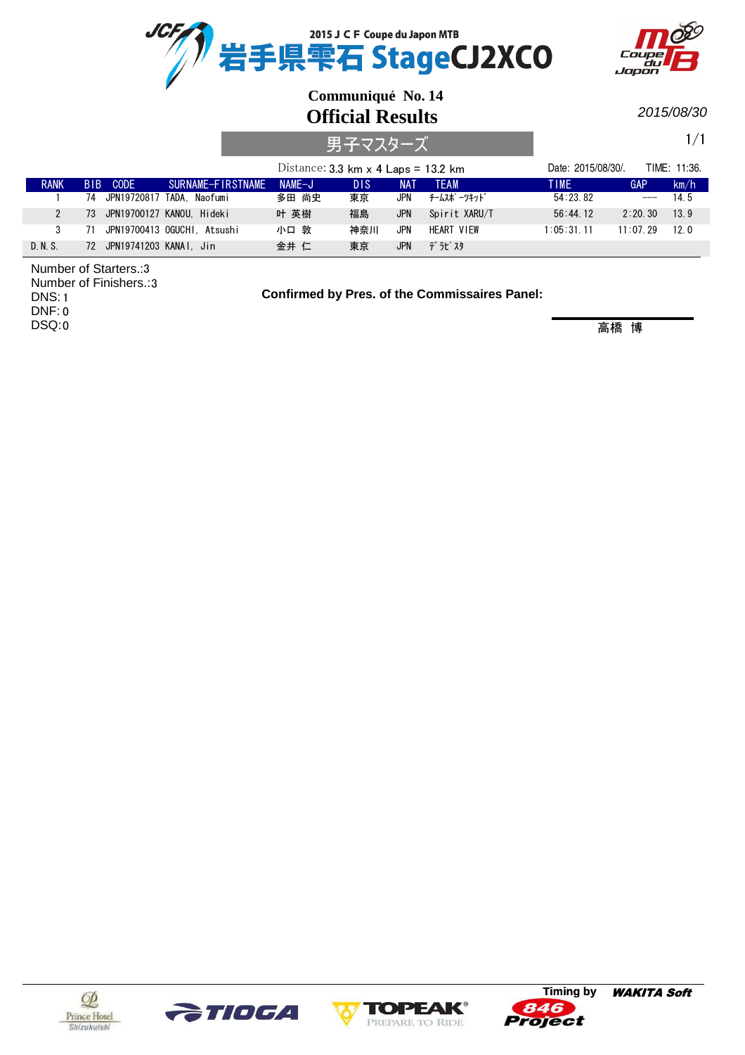2015 J C F Coupe du Japon MTB

# 岩手県雫石 StageCJ2XCO

## Communiqué No. 14
## Official Results

2015/08/30

### 男子マスターズ

Distance: 3.3 km x 4 Laps = 13.2 km    Date: 2015/08/30/.    TIME: 11:36.

| RANK | BIB | CODE | SURNAME-FIRSTNAME | NAME-J | DIS | NAT | TEAM | TIME | GAP | km/h |
|---|---|---|---|---|---|---|---|---|---|---|
| 1 | 74 | JPN19720817 | TADA, Naofumi | 多田 尚史 | 東京 | JPN | ﾁｰﾑｽﾎﾟｰﾂｷｯﾄﾞ | 54:23.82 | ---- | 14.5 |
| 2 | 73 | JPN19700127 | KANOU, Hideki | 叶 英樹 | 福島 | JPN | Spirit XARU/T | 56:44.12 | 2:20.30 | 13.9 |
| 3 | 71 | JPN19700413 | OGUCHI, Atsushi | 小口 敦 | 神奈川 | JPN | HEART VIEW | 1:05:31.11 | 11:07.29 | 12.0 |
| D.N.S. | 72 | JPN19741203 | KANAI, Jin | 金井 仁 | 東京 | JPN | ﾃﾞﾌﾞﾋﾟｽﾀ | | | |

Number of Starters.:3
Number of Finishers.:3
DNS:1
DNF:0
DSQ:0

**Confirmed by Pres. of the Commissaires Panel:**

高橋 博

Timing by WAKITA Soft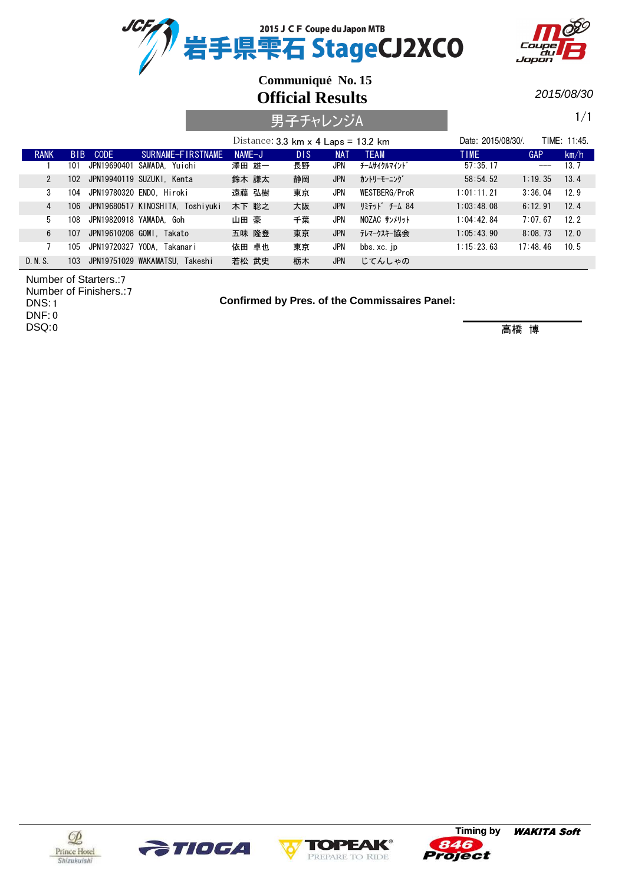2015 J C F Coupe du Japon MTB

# 岩手県雫石 StageCJ2XCO

**Communiqué No. 15**

## Official Results

*2015/08/30*

### 男子チャレンジA

Distance: 3.3 km x 4 Laps = 13.2 km

Date: 2015/08/30/. TIME: 11:45.

| RANK | BIB | CODE | SURNAME-FIRSTNAME | NAME-J | DIS | NAT | TEAM | TIME | GAP | km/h |
|---|---|---|---|---|---|---|---|---|---|---|
| 1 | 101 | JPN19690401 | SAWADA, Yuichi | 澤田 雄一 | 長野 | JPN | ﾁｰﾑｻｲｸﾙﾏｲﾝﾄﾞ | 57:35.17 | --- | 13.7 |
| 2 | 102 | JPN19940119 | SUZUKI, Kenta | 鈴木 謙太 | 静岡 | JPN | ｶﾝﾄﾘｰﾓｰﾆﾝｸﾞ | 58:54.52 | 1:19.35 | 13.4 |
| 3 | 104 | JPN19780320 | ENDO, Hiroki | 遠藤 弘樹 | 東京 | JPN | WESTBERG/ProR | 1:01:11.21 | 3:36.04 | 12.9 |
| 4 | 106 | JPN19680517 | KINOSHITA, Toshiyuki | 木下 聡之 | 大阪 | JPN | ﾘﾐﾃｯﾄﾞ ﾁｰﾑ 84 | 1:03:48.08 | 6:12.91 | 12.4 |
| 5 | 108 | JPN19820918 | YAMADA, Goh | 山田 豪 | 千葉 | JPN | NOZAC ｻﾝﾒﾘｯﾄ | 1:04:42.84 | 7:07.67 | 12.2 |
| 6 | 107 | JPN19610208 | GOMI, Takato | 五味 隆登 | 東京 | JPN | ﾃﾚﾏｰｸｽｷｰ協会 | 1:05:43.90 | 8:08.73 | 12.0 |
| 7 | 105 | JPN19720327 | YODA, Takanari | 依田 卓也 | 東京 | JPN | bbs.xc.jp | 1:15:23.63 | 17:48.46 | 10.5 |
| D.N.S. | 103 | JPN19751029 | WAKAMATSU, Takeshi | 若松 武史 | 栃木 | JPN | じてんしゃの | | | |

Number of Starters.:7
Number of Finishers.:7
DNS:1
DNF:0
DSQ:0

**Confirmed by Pres. of the Commissaires Panel:**

高橋 博

Timing by WAKITA Soft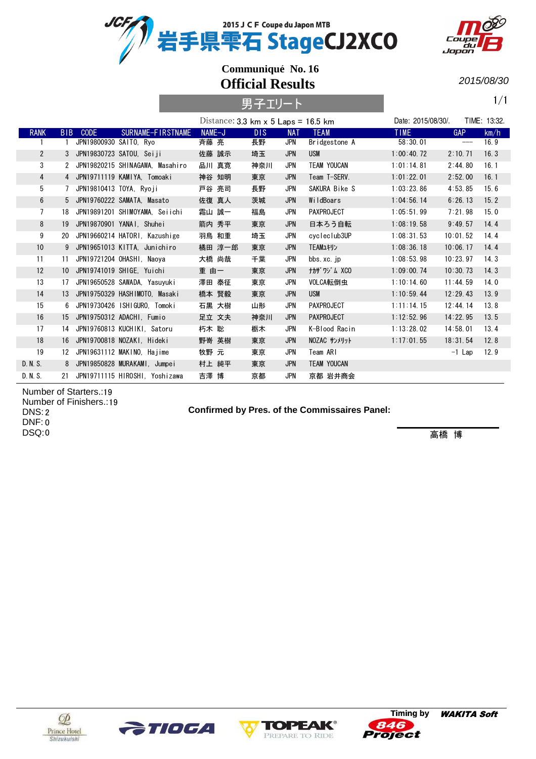2015 J C F Coupe du Japon MTB
# 岩手県雫石 StageCJ2XCO

## Communiqué No. 16
## Official Results

2015/08/30

男子エリート

Distance: 3.3 km x 5 Laps = 16.5 km | Date: 2015/08/30/. TIME: 13:32.

| RANK | BIB | CODE | SURNAME-FIRSTNAME | NAME-J | DIS | NAT | TEAM | TIME | GAP | km/h |
|---|---|---|---|---|---|---|---|---|---|---|
| 1 | 1 | JPN19800930 | SAITO, Ryo | 斉藤 亮 | 長野 | JPN | Bridgestone A | 58:30.01 | --- | 16.9 |
| 2 | 3 | JPN19830723 | SATOU, Seiji | 佐藤 誠示 | 埼玉 | JPN | USM | 1:00:40.72 | 2:10.71 | 16.3 |
| 3 | 2 | JPN19820215 | SHINAGAWA, Masahiro | 品川 真寛 | 神奈川 | JPN | TEAM YOUCAN | 1:01:14.81 | 2:44.80 | 16.1 |
| 4 | 4 | JPN19711119 | KAMIYA, Tomoaki | 神谷 知明 | 東京 | JPN | Team T-SERV. | 1:01:22.01 | 2:52.00 | 16.1 |
| 5 | 7 | JPN19810413 | TOYA, Ryoji | 戸谷 亮司 | 長野 | JPN | SAKURA Bike S | 1:03:23.86 | 4:53.85 | 15.6 |
| 6 | 5 | JPN19760222 | SAMATA, Masato | 佐復 真人 | 茨城 | JPN | WildBoars | 1:04:56.14 | 6:26.13 | 15.2 |
| 7 | 18 | JPN19891201 | SHIMOYAMA, Seiichi | 霜山 誠一 | 福島 | JPN | PAXPROJECT | 1:05:51.99 | 7:21.98 | 15.0 |
| 8 | 19 | JPN19870901 | YANAI, Shuhei | 箭内 秀平 | 東京 | JPN | 日本ろう自転 | 1:08:19.58 | 9:49.57 | 14.4 |
| 9 | 20 | JPN19660214 | HATORI, Kazushige | 羽鳥 和重 | 埼玉 | JPN | cycleclub3UP | 1:08:31.53 | 10:01.52 | 14.4 |
| 10 | 9 | JPN19651013 | KITTA, Junichiro | 橘田 淳一郎 | 東京 | JPN | TEAMﾕｷﾘﾝ | 1:08:36.18 | 10:06.17 | 14.4 |
| 11 | 11 | JPN19721204 | OHASHI, Naoya | 大橋 尚哉 | 千葉 | JPN | bbs.xc.jp | 1:08:53.98 | 10:23.97 | 14.3 |
| 12 | 10 | JPN19741019 | SHIGE, Yuichi | 重 由一 | 東京 | JPN | ﾅｶｻﾞﾜｼﾞﾑ XCO | 1:09:00.74 | 10:30.73 | 14.3 |
| 13 | 17 | JPN19650528 | SAWADA, Yasuyuki | 澤田 泰征 | 東京 | JPN | VOLCA転倒虫 | 1:10:14.60 | 11:44.59 | 14.0 |
| 14 | 13 | JPN19750329 | HASHIMOTO, Masaki | 橋本 賢毅 | 東京 | JPN | USM | 1:10:59.44 | 12:29.43 | 13.9 |
| 15 | 6 | JPN19730426 | ISHIGURO, Tomoki | 石黒 大樹 | 山形 | JPN | PAXPROJECT | 1:11:14.15 | 12:44.14 | 13.8 |
| 16 | 15 | JPN19750312 | ADACHI, Fumio | 足立 文夫 | 神奈川 | JPN | PAXPROJECT | 1:12:52.96 | 14:22.95 | 13.5 |
| 17 | 14 | JPN19760813 | KUCHIKI, Satoru | 朽木 聡 | 栃木 | JPN | K-Blood Racin | 1:13:28.02 | 14:58.01 | 13.4 |
| 18 | 16 | JPN19700818 | NOZAKI, Hideki | 野嵜 英樹 | 東京 | JPN | NOZAC ｻﾝﾒﾘｯﾄ | 1:17:01.55 | 18:31.54 | 12.8 |
| 19 | 12 | JPN19631112 | MAKINO, Hajime | 牧野 元 | 東京 | JPN | Team ARI | | -1 Lap | 12.9 |
| D.N.S. | 8 | JPN19850828 | MURAKAMI, Jumpei | 村上 純平 | 東京 | JPN | TEAM YOUCAN | | | |
| D.N.S. | 21 | JPN19711115 | HIROSHI, Yoshizawa | 吉澤 博 | 京都 | JPN | 京都 岩井商会 | | | |

Number of Starters.:19
Number of Finishers.:19
DNS: 2
DNF: 0
DSQ:0

**Confirmed by Pres. of the Commissaires Panel:**

高橋 博

Timing by *WAKITA Soft*